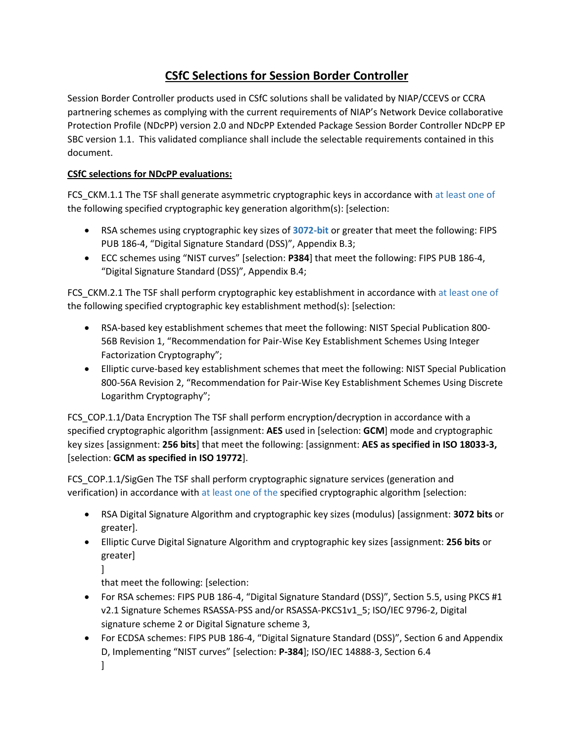# CSfC Selections for Session Border Controller

Session Border Controller products used in CSfC solutions shall be validated by NIAP/CCEVS or CCRA partnering schemes as complying with the current requirements of NIAP's Network Device collaborative Protection Profile (NDcPP) version 2.0 and NDcPP Extended Package Session Border Controller NDcPP EP SBC version 1.1. This validated compliance shall include the selectable requirements contained in this document.

**CSfC selections for NDcPP evaluations:**

FCS_CKM.1.1 The TSF shall generate asymmetric cryptographic keys in accordance with at least one of the following specified cryptographic key generation algorithm(s): [selection:

- RSA schemes using cryptographic key sizes of **3072-bit** or greater that meet the following: FIPS PUB 186-4, "Digital Signature Standard (DSS)", Appendix B.3;
- ECC schemes using "NIST curves" [selection: **P384**] that meet the following: FIPS PUB 186-4, "Digital Signature Standard (DSS)", Appendix B.4;

FCS_CKM.2.1 The TSF shall perform cryptographic key establishment in accordance with at least one of the following specified cryptographic key establishment method(s): [selection:

- RSA-based key establishment schemes that meet the following: NIST Special Publication 800-56B Revision 1, "Recommendation for Pair-Wise Key Establishment Schemes Using Integer Factorization Cryptography";
- Elliptic curve-based key establishment schemes that meet the following: NIST Special Publication 800-56A Revision 2, "Recommendation for Pair-Wise Key Establishment Schemes Using Discrete Logarithm Cryptography";

FCS_COP.1.1/Data Encryption The TSF shall perform encryption/decryption in accordance with a specified cryptographic algorithm [assignment: **AES** used in [selection: **GCM**] mode and cryptographic key sizes [assignment: **256 bits**] that meet the following: [assignment: **AES as specified in ISO 18033-3,** [selection: **GCM as specified in ISO 19772**].

FCS_COP.1.1/SigGen The TSF shall perform cryptographic signature services (generation and verification) in accordance with at least one of the specified cryptographic algorithm [selection:

- RSA Digital Signature Algorithm and cryptographic key sizes (modulus) [assignment: **3072 bits** or greater].
- Elliptic Curve Digital Signature Algorithm and cryptographic key sizes [assignment: **256 bits** or greater]
  ]
  that meet the following: [selection:
- For RSA schemes: FIPS PUB 186-4, "Digital Signature Standard (DSS)", Section 5.5, using PKCS #1 v2.1 Signature Schemes RSASSA-PSS and/or RSASSA-PKCS1v1_5; ISO/IEC 9796-2, Digital signature scheme 2 or Digital Signature scheme 3,
- For ECDSA schemes: FIPS PUB 186-4, "Digital Signature Standard (DSS)", Section 6 and Appendix D, Implementing "NIST curves" [selection: **P-384**]; ISO/IEC 14888-3, Section 6.4
  ]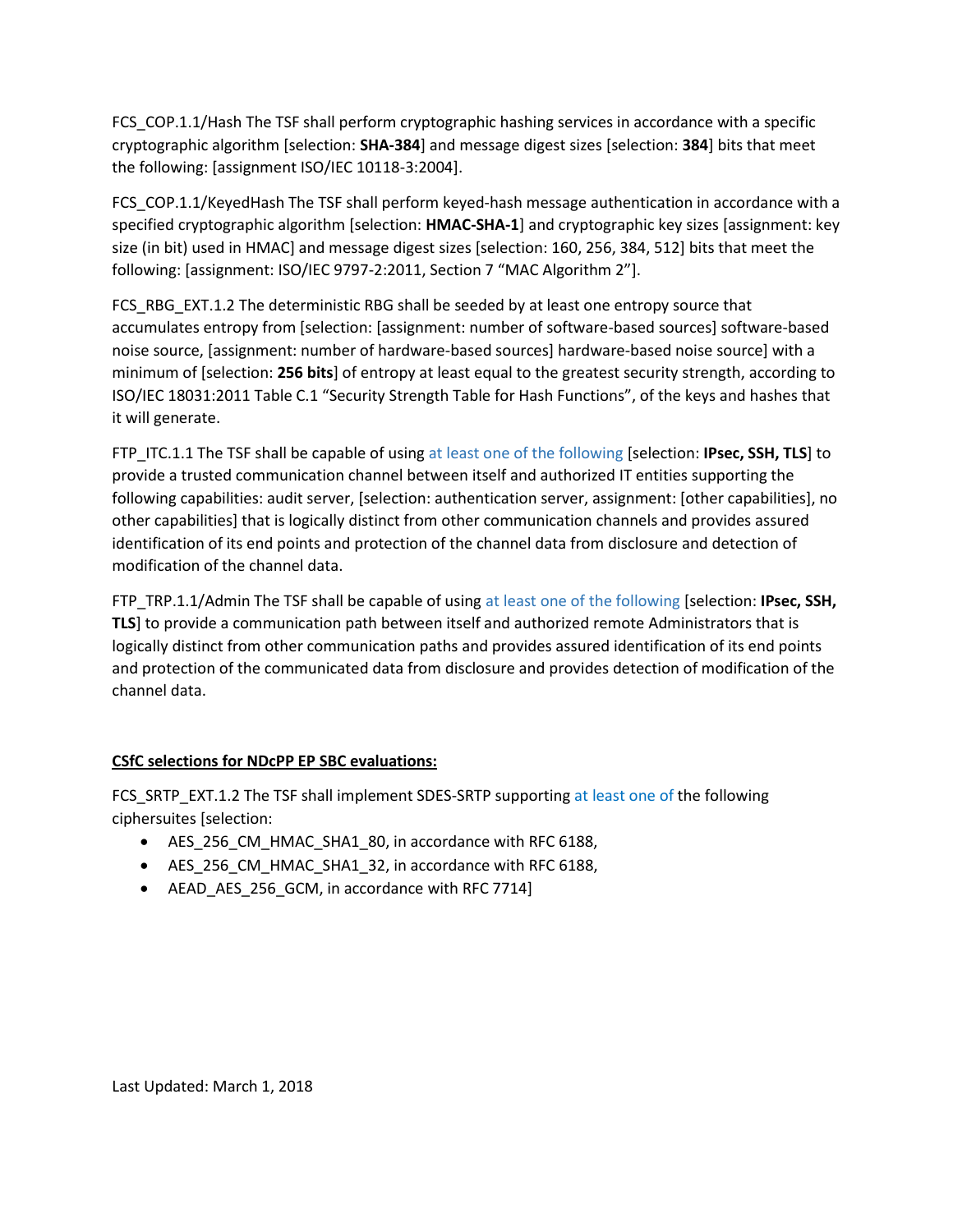FCS_COP.1.1/Hash The TSF shall perform cryptographic hashing services in accordance with a specific cryptographic algorithm [selection: **SHA-384**] and message digest sizes [selection: **384**] bits that meet the following: [assignment ISO/IEC 10118-3:2004].

FCS_COP.1.1/KeyedHash The TSF shall perform keyed-hash message authentication in accordance with a specified cryptographic algorithm [selection: **HMAC-SHA-1**] and cryptographic key sizes [assignment: key size (in bit) used in HMAC] and message digest sizes [selection: 160, 256, 384, 512] bits that meet the following: [assignment: ISO/IEC 9797-2:2011, Section 7 "MAC Algorithm 2"].

FCS_RBG_EXT.1.2 The deterministic RBG shall be seeded by at least one entropy source that accumulates entropy from [selection: [assignment: number of software-based sources] software-based noise source, [assignment: number of hardware-based sources] hardware-based noise source] with a minimum of [selection: **256 bits**] of entropy at least equal to the greatest security strength, according to ISO/IEC 18031:2011 Table C.1 "Security Strength Table for Hash Functions", of the keys and hashes that it will generate.

FTP_ITC.1.1 The TSF shall be capable of using at least one of the following [selection: **IPsec, SSH, TLS**] to provide a trusted communication channel between itself and authorized IT entities supporting the following capabilities: audit server, [selection: authentication server, assignment: [other capabilities], no other capabilities] that is logically distinct from other communication channels and provides assured identification of its end points and protection of the channel data from disclosure and detection of modification of the channel data.

FTP_TRP.1.1/Admin The TSF shall be capable of using at least one of the following [selection: **IPsec, SSH, TLS**] to provide a communication path between itself and authorized remote Administrators that is logically distinct from other communication paths and provides assured identification of its end points and protection of the communicated data from disclosure and provides detection of modification of the channel data.

**CSfC selections for NDcPP EP SBC evaluations:**

FCS_SRTP_EXT.1.2 The TSF shall implement SDES-SRTP supporting at least one of the following ciphersuites [selection:

- AES_256_CM_HMAC_SHA1_80, in accordance with RFC 6188,
- AES_256_CM_HMAC_SHA1_32, in accordance with RFC 6188,
- AEAD_AES_256_GCM, in accordance with RFC 7714]

Last Updated: March 1, 2018